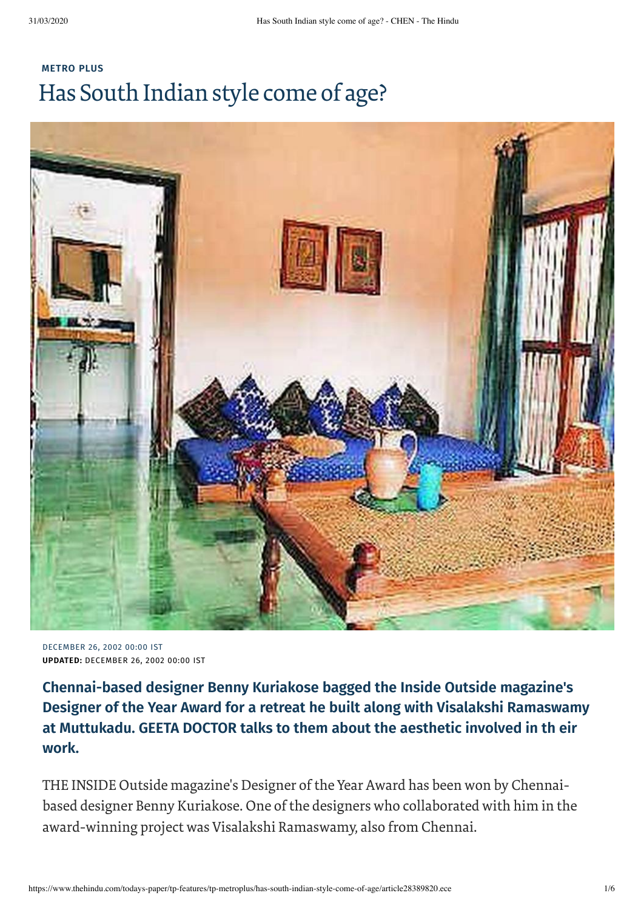METRO PLUS

# Has South Indian style come of age?

DECEMBER 26, 2002 00:00 IST
**UPDATED:** DECEMBER 26, 2002 00:00 IST

**Chennai-based designer Benny Kuriakose bagged the Inside Outside magazine's Designer of the Year Award for a retreat he built along with Visalakshi Ramaswamy at Muttukadu. GEETA DOCTOR talks to them about the aesthetic involved in th eir work.**

THE INSIDE Outside magazine's Designer of the Year Award has been won by Chennai-based designer Benny Kuriakose. One of the designers who collaborated with him in the award-winning project was Visalakshi Ramaswamy, also from Chennai.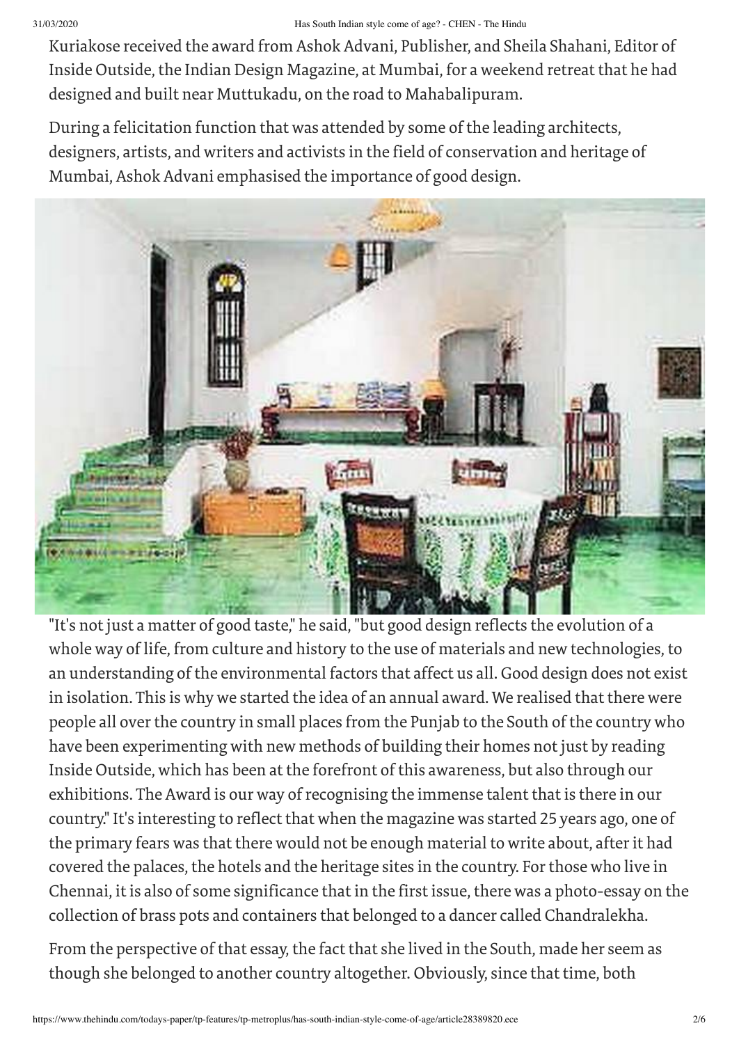Kuriakose received the award from Ashok Advani, Publisher, and Sheila Shahani, Editor of Inside Outside, the Indian Design Magazine, at Mumbai, for a weekend retreat that he had designed and built near Muttukadu, on the road to Mahabalipuram.

During a felicitation function that was attended by some of the leading architects, designers, artists, and writers and activists in the field of conservation and heritage of Mumbai, Ashok Advani emphasised the importance of good design.

"It's not just a matter of good taste," he said, "but good design reflects the evolution of a whole way of life, from culture and history to the use of materials and new technologies, to an understanding of the environmental factors that affect us all. Good design does not exist in isolation. This is why we started the idea of an annual award. We realised that there were people all over the country in small places from the Punjab to the South of the country who have been experimenting with new methods of building their homes not just by reading Inside Outside, which has been at the forefront of this awareness, but also through our exhibitions. The Award is our way of recognising the immense talent that is there in our country." It's interesting to reflect that when the magazine was started 25 years ago, one of the primary fears was that there would not be enough material to write about, after it had covered the palaces, the hotels and the heritage sites in the country. For those who live in Chennai, it is also of some significance that in the first issue, there was a photo-essay on the collection of brass pots and containers that belonged to a dancer called Chandralekha.

From the perspective of that essay, the fact that she lived in the South, made her seem as though she belonged to another country altogether. Obviously, since that time, both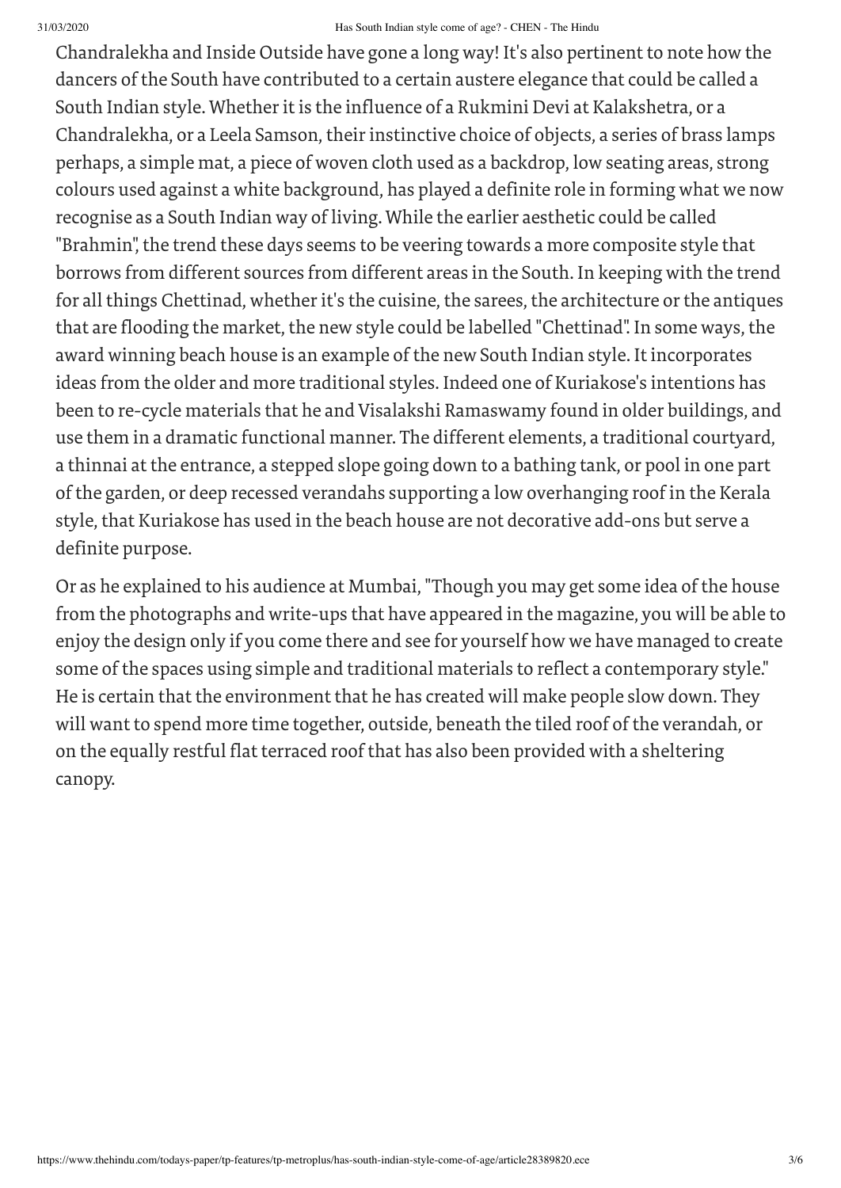Chandralekha and Inside Outside have gone a long way! It's also pertinent to note how the dancers of the South have contributed to a certain austere elegance that could be called a South Indian style. Whether it is the influence of a Rukmini Devi at Kalakshetra, or a Chandralekha, or a Leela Samson, their instinctive choice of objects, a series of brass lamps perhaps, a simple mat, a piece of woven cloth used as a backdrop, low seating areas, strong colours used against a white background, has played a definite role in forming what we now recognise as a South Indian way of living. While the earlier aesthetic could be called "Brahmin", the trend these days seems to be veering towards a more composite style that borrows from different sources from different areas in the South. In keeping with the trend for all things Chettinad, whether it's the cuisine, the sarees, the architecture or the antiques that are flooding the market, the new style could be labelled "Chettinad". In some ways, the award winning beach house is an example of the new South Indian style. It incorporates ideas from the older and more traditional styles. Indeed one of Kuriakose's intentions has been to re-cycle materials that he and Visalakshi Ramaswamy found in older buildings, and use them in a dramatic functional manner. The different elements, a traditional courtyard, a thinnai at the entrance, a stepped slope going down to a bathing tank, or pool in one part of the garden, or deep recessed verandahs supporting a low overhanging roof in the Kerala style, that Kuriakose has used in the beach house are not decorative add-ons but serve a definite purpose.

Or as he explained to his audience at Mumbai, "Though you may get some idea of the house from the photographs and write-ups that have appeared in the magazine, you will be able to enjoy the design only if you come there and see for yourself how we have managed to create some of the spaces using simple and traditional materials to reflect a contemporary style." He is certain that the environment that he has created will make people slow down. They will want to spend more time together, outside, beneath the tiled roof of the verandah, or on the equally restful flat terraced roof that has also been provided with a sheltering canopy.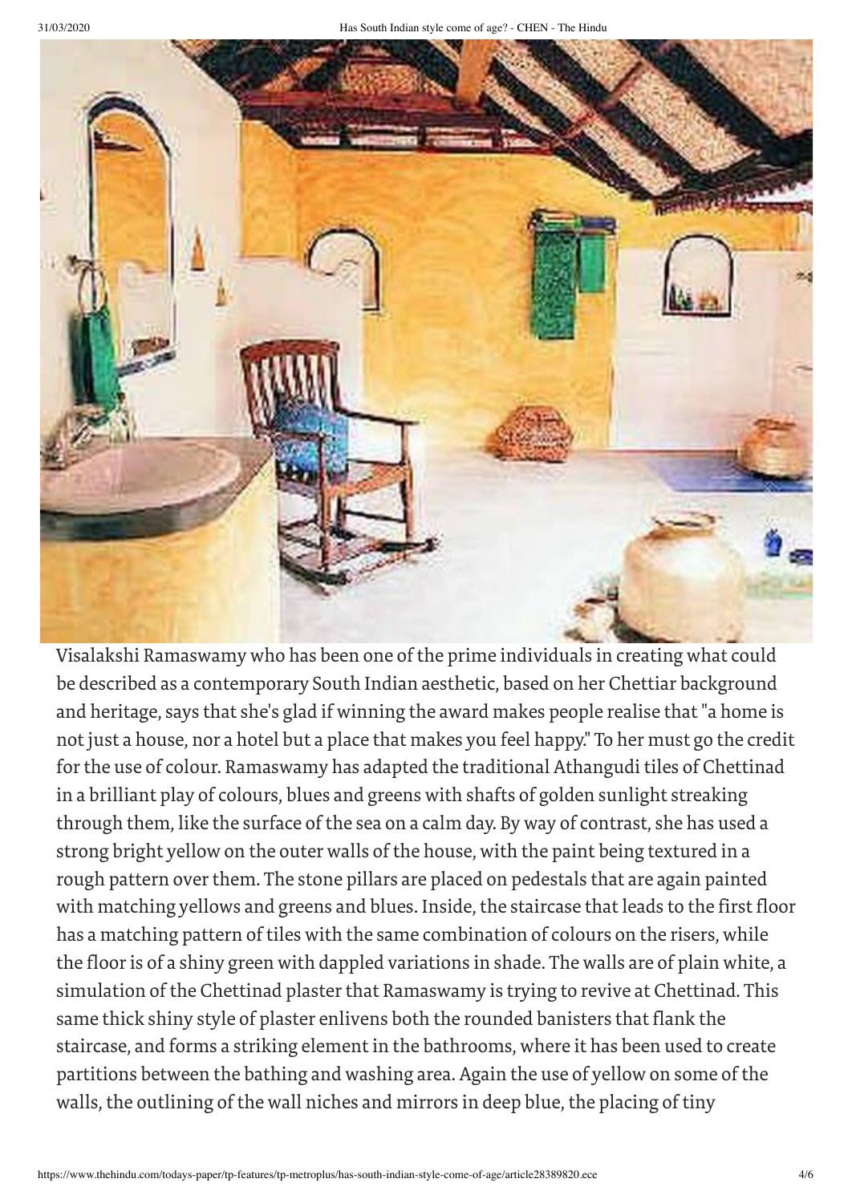Visalakshi Ramaswamy who has been one of the prime individuals in creating what could be described as a contemporary South Indian aesthetic, based on her Chettiar background and heritage, says that she's glad if winning the award makes people realise that "a home is not just a house, nor a hotel but a place that makes you feel happy." To her must go the credit for the use of colour. Ramaswamy has adapted the traditional Athangudi tiles of Chettinad in a brilliant play of colours, blues and greens with shafts of golden sunlight streaking through them, like the surface of the sea on a calm day. By way of contrast, she has used a strong bright yellow on the outer walls of the house, with the paint being textured in a rough pattern over them. The stone pillars are placed on pedestals that are again painted with matching yellows and greens and blues. Inside, the staircase that leads to the first floor has a matching pattern of tiles with the same combination of colours on the risers, while the floor is of a shiny green with dappled variations in shade. The walls are of plain white, a simulation of the Chettinad plaster that Ramaswamy is trying to revive at Chettinad. This same thick shiny style of plaster enlivens both the rounded banisters that flank the staircase, and forms a striking element in the bathrooms, where it has been used to create partitions between the bathing and washing area. Again the use of yellow on some of the walls, the outlining of the wall niches and mirrors in deep blue, the placing of tiny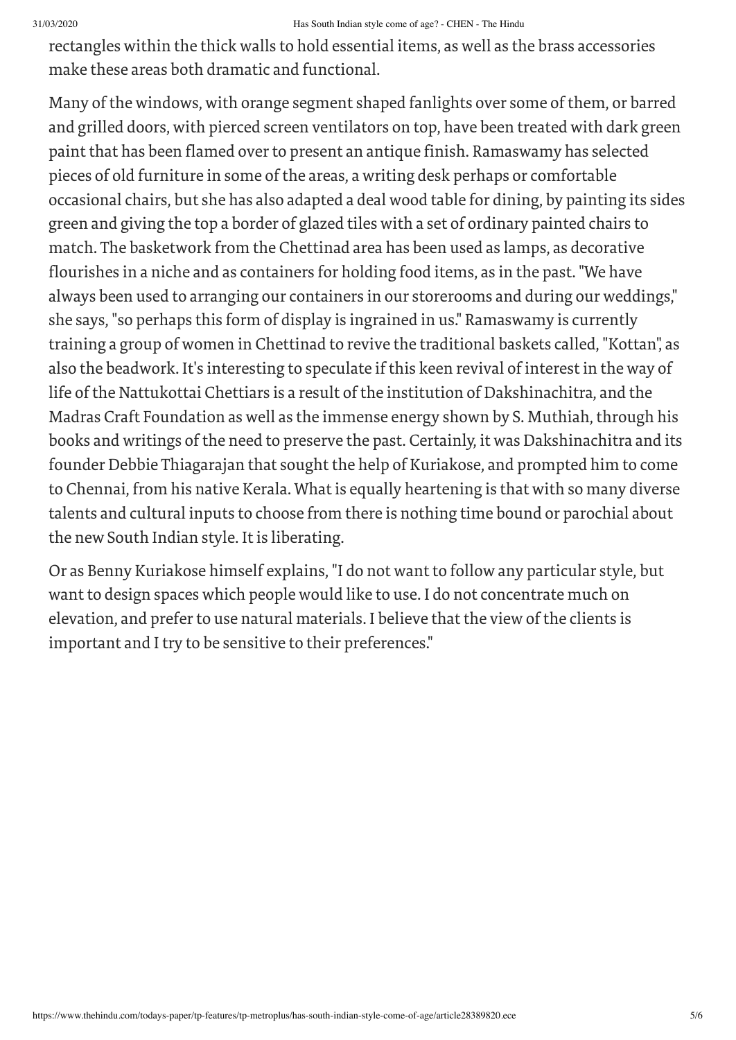rectangles within the thick walls to hold essential items, as well as the brass accessories make these areas both dramatic and functional.

Many of the windows, with orange segment shaped fanlights over some of them, or barred and grilled doors, with pierced screen ventilators on top, have been treated with dark green paint that has been flamed over to present an antique finish. Ramaswamy has selected pieces of old furniture in some of the areas, a writing desk perhaps or comfortable occasional chairs, but she has also adapted a deal wood table for dining, by painting its sides green and giving the top a border of glazed tiles with a set of ordinary painted chairs to match. The basketwork from the Chettinad area has been used as lamps, as decorative flourishes in a niche and as containers for holding food items, as in the past. "We have always been used to arranging our containers in our storerooms and during our weddings," she says, "so perhaps this form of display is ingrained in us." Ramaswamy is currently training a group of women in Chettinad to revive the traditional baskets called, "Kottan", as also the beadwork. It's interesting to speculate if this keen revival of interest in the way of life of the Nattukottai Chettiars is a result of the institution of Dakshinachitra, and the Madras Craft Foundation as well as the immense energy shown by S. Muthiah, through his books and writings of the need to preserve the past. Certainly, it was Dakshinachitra and its founder Debbie Thiagarajan that sought the help of Kuriakose, and prompted him to come to Chennai, from his native Kerala. What is equally heartening is that with so many diverse talents and cultural inputs to choose from there is nothing time bound or parochial about the new South Indian style. It is liberating.

Or as Benny Kuriakose himself explains, "I do not want to follow any particular style, but want to design spaces which people would like to use. I do not concentrate much on elevation, and prefer to use natural materials. I believe that the view of the clients is important and I try to be sensitive to their preferences."